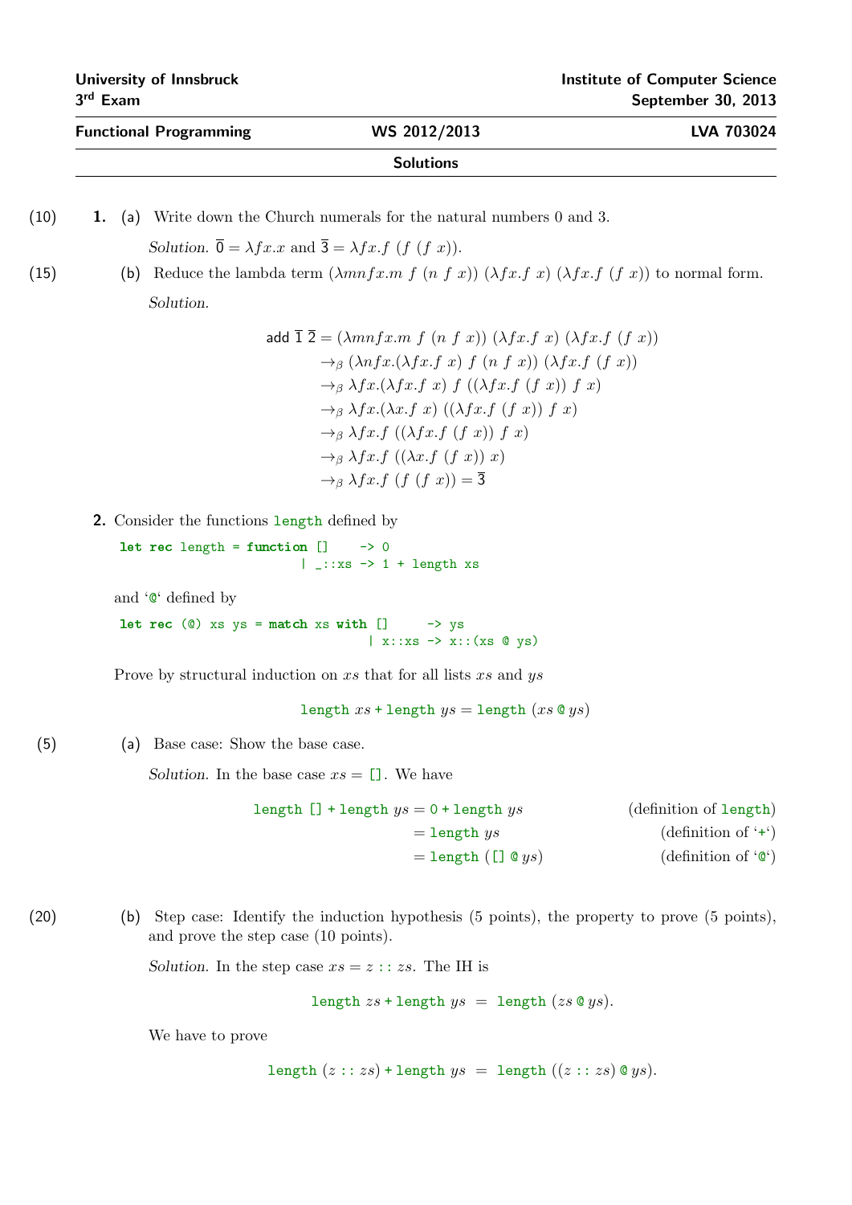University of Innsbruck
3rd Exam

Institute of Computer Science
September 30, 2013

**Functional Programming** | **WS 2012/2013** | **LVA 703024**

**Solutions**

(10) **1.** (a) Write down the Church numerals for the natural numbers 0 and 3.

*Solution.* $\overline{0} = \lambda f x.x$ and $\overline{3} = \lambda f x.f\ (f\ (f\ x))$.

(15) (b) Reduce the lambda term $(\lambda m n f x.m\ f\ (n\ f\ x))\ (\lambda f x.f\ x)\ (\lambda f x.f\ (f\ x))$ to normal form.

*Solution.*

$$
\begin{aligned}
\mathsf{add}\ \overline{1}\ \overline{2} &= (\lambda m n f x.m\ f\ (n\ f\ x))\ (\lambda f x.f\ x)\ (\lambda f x.f\ (f\ x)) \\
&\to_\beta (\lambda n f x.(\lambda f x.f\ x)\ f\ (n\ f\ x))\ (\lambda f x.f\ (f\ x)) \\
&\to_\beta \lambda f x.(\lambda f x.f\ x)\ f\ ((\lambda f x.f\ (f\ x))\ f\ x) \\
&\to_\beta \lambda f x.(\lambda x.f\ x)\ ((\lambda f x.f\ (f\ x))\ f\ x) \\
&\to_\beta \lambda f x.f\ ((\lambda f x.f\ (f\ x))\ f\ x) \\
&\to_\beta \lambda f x.f\ ((\lambda x.f\ (f\ x))\ x) \\
&\to_\beta \lambda f x.f\ (f\ (f\ x)) = \overline{3}
\end{aligned}
$$

**2.** Consider the functions `length` defined by

```
let rec length = function []    -> 0
                        | _::xs -> 1 + length xs
```

and '`@`' defined by

```
let rec (@) xs ys = match xs with []     -> ys
                                | x::xs -> x::(xs @ ys)
```

Prove by structural induction on $xs$ that for all lists $xs$ and $ys$

$$\texttt{length}\ xs + \texttt{length}\ ys = \texttt{length}\ (xs\ @\ ys)$$

(5) (a) Base case: Show the base case.

*Solution.* In the base case $xs = []$. We have

$$
\begin{aligned}
\texttt{length}\ [] + \texttt{length}\ ys &= 0 + \texttt{length}\ ys && \text{(definition of length)} \\
&= \texttt{length}\ ys && \text{(definition of '+')} \\
&= \texttt{length}\ ([]\ @\ ys) && \text{(definition of '@')}
\end{aligned}
$$

(20) (b) Step case: Identify the induction hypothesis (5 points), the property to prove (5 points), and prove the step case (10 points).

*Solution.* In the step case $xs = z :: zs$. The IH is

$$\texttt{length}\ zs + \texttt{length}\ ys\ =\ \texttt{length}\ (zs\ @\ ys).$$

We have to prove

$$\texttt{length}\ (z :: zs) + \texttt{length}\ ys\ =\ \texttt{length}\ ((z :: zs)\ @\ ys).$$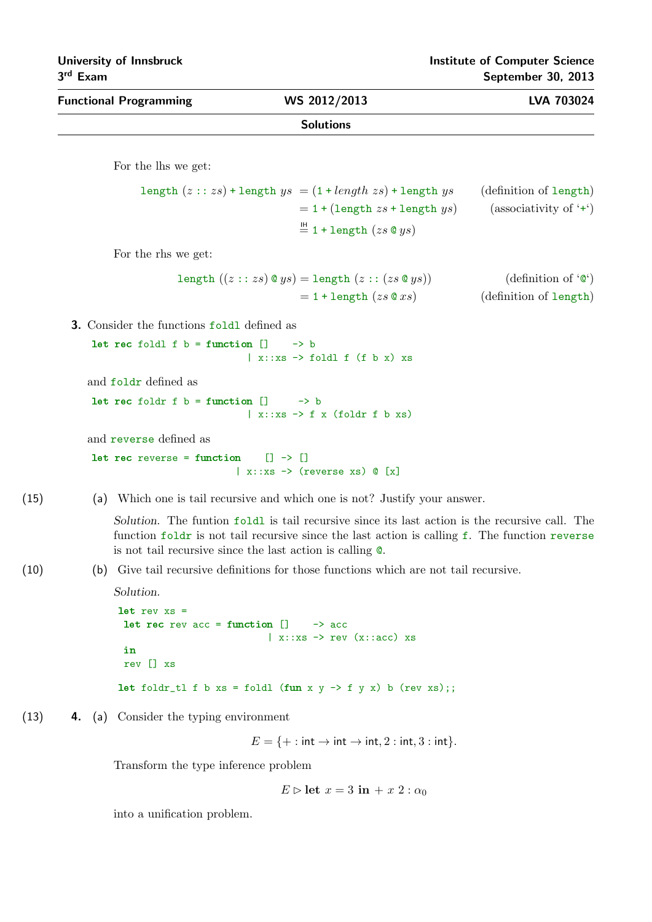For the lhs we get:

$$
\begin{aligned}
\texttt{length}\ (z :: zs) + \texttt{length}\ ys &= (1 + length\ zs) + \texttt{length}\ ys && \text{(definition of length)}\\
&= 1 + (\texttt{length}\ zs + \texttt{length}\ ys) && \text{(associativity of '+')}\\
&\overset{\text{IH}}{=} 1 + \texttt{length}\ (zs \mathbin{@} ys)
\end{aligned}
$$

For the rhs we get:

$$
\begin{aligned}
\texttt{length}\ ((z :: zs) \mathbin{@} ys) &= \texttt{length}\ (z :: (zs \mathbin{@} ys)) && \text{(definition of '@')}\\
&= 1 + \texttt{length}\ (zs \mathbin{@} xs) && \text{(definition of length)}
\end{aligned}
$$

**3.** Consider the functions `foldl` defined as

```
let rec foldl f b = function []    -> b
                           | x::xs -> foldl f (f b x) xs
```

and `foldr` defined as

```
let rec foldr f b = function []     -> b
                           | x::xs -> f x (foldr f b xs)
```

and `reverse` defined as

```
let rec reverse = function    [] -> []
                        | x::xs -> (reverse xs) @ [x]
```

(15) (a) Which one is tail recursive and which one is not? Justify your answer.

*Solution.* The funtion `foldl` is tail recursive since its last action is the recursive call. The function `foldr` is not tail recursive since the last action is calling `f`. The function `reverse` is not tail recursive since the last action is calling `@`.

(10) (b) Give tail recursive definitions for those functions which are not tail recursive.

*Solution.*

```
let rev xs =
 let rec rev acc = function []    -> acc
                          | x::xs -> rev (x::acc) xs
 in
 rev [] xs

let foldr_tl f b xs = foldl (fun x y -> f y x) b (rev xs);;
```

(13) **4.** (a) Consider the typing environment

$$E = \{+ : \mathsf{int} \to \mathsf{int} \to \mathsf{int}, 2 : \mathsf{int}, 3 : \mathsf{int}\}.$$

Transform the type inference problem

$$E \triangleright \textbf{let}\ x = 3\ \textbf{in}\ +\ x\ 2 : \alpha_0$$

into a unification problem.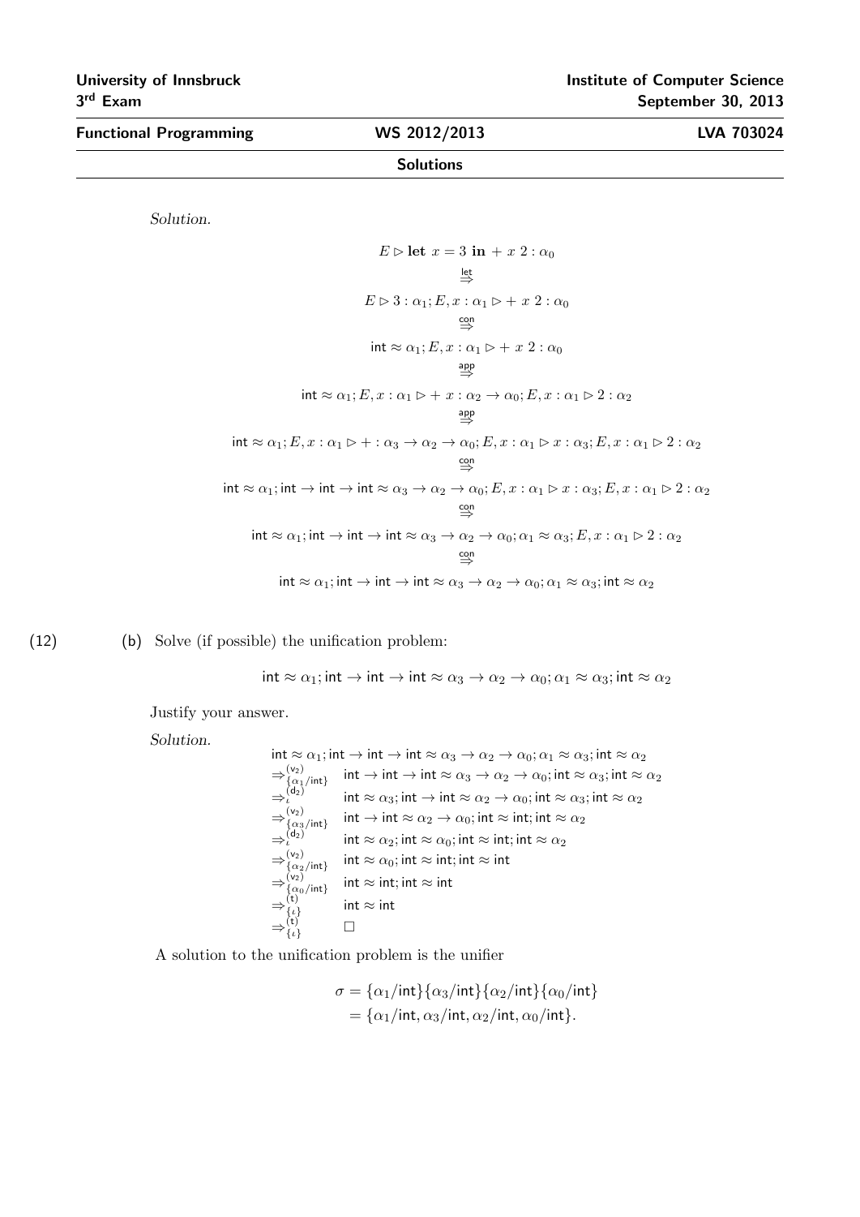*Solution.*

$$
\begin{gathered}
E \rhd \textbf{let } x = 3 \textbf{ in } + \; x \; 2 : \alpha_0 \\
\overset{\mathsf{let}}{\Rightarrow} \\
E \rhd 3 : \alpha_1 ; E, x : \alpha_1 \rhd + \; x \; 2 : \alpha_0 \\
\overset{\mathsf{con}}{\Rightarrow} \\
\mathsf{int} \approx \alpha_1 ; E, x : \alpha_1 \rhd + \; x \; 2 : \alpha_0 \\
\overset{\mathsf{app}}{\Rightarrow} \\
\mathsf{int} \approx \alpha_1 ; E, x : \alpha_1 \rhd + \; x : \alpha_2 \to \alpha_0 ; E, x : \alpha_1 \rhd 2 : \alpha_2 \\
\overset{\mathsf{app}}{\Rightarrow} \\
\mathsf{int} \approx \alpha_1 ; E, x : \alpha_1 \rhd + : \alpha_3 \to \alpha_2 \to \alpha_0 ; E, x : \alpha_1 \rhd x : \alpha_3 ; E, x : \alpha_1 \rhd 2 : \alpha_2 \\
\overset{\mathsf{con}}{\Rightarrow} \\
\mathsf{int} \approx \alpha_1 ; \mathsf{int} \to \mathsf{int} \to \mathsf{int} \approx \alpha_3 \to \alpha_2 \to \alpha_0 ; E, x : \alpha_1 \rhd x : \alpha_3 ; E, x : \alpha_1 \rhd 2 : \alpha_2 \\
\overset{\mathsf{con}}{\Rightarrow} \\
\mathsf{int} \approx \alpha_1 ; \mathsf{int} \to \mathsf{int} \to \mathsf{int} \approx \alpha_3 \to \alpha_2 \to \alpha_0 ; \alpha_1 \approx \alpha_3 ; E, x : \alpha_1 \rhd 2 : \alpha_2 \\
\overset{\mathsf{con}}{\Rightarrow} \\
\mathsf{int} \approx \alpha_1 ; \mathsf{int} \to \mathsf{int} \to \mathsf{int} \approx \alpha_3 \to \alpha_2 \to \alpha_0 ; \alpha_1 \approx \alpha_3 ; \mathsf{int} \approx \alpha_2
\end{gathered}
$$

(12) (b) Solve (if possible) the unification problem:

$$\mathsf{int} \approx \alpha_1 ; \mathsf{int} \to \mathsf{int} \to \mathsf{int} \approx \alpha_3 \to \alpha_2 \to \alpha_0 ; \alpha_1 \approx \alpha_3 ; \mathsf{int} \approx \alpha_2$$

Justify your answer.

*Solution.*

$$
\begin{array}{ll}
 & \mathsf{int} \approx \alpha_1 ; \mathsf{int} \to \mathsf{int} \to \mathsf{int} \approx \alpha_3 \to \alpha_2 \to \alpha_0 ; \alpha_1 \approx \alpha_3 ; \mathsf{int} \approx \alpha_2 \\
\Rightarrow^{(\mathsf{v_2})}_{\{\alpha_1/\mathsf{int}\}} & \mathsf{int} \to \mathsf{int} \to \mathsf{int} \approx \alpha_3 \to \alpha_2 \to \alpha_0 ; \mathsf{int} \approx \alpha_3 ; \mathsf{int} \approx \alpha_2 \\
\Rightarrow^{(\mathsf{d_2})}_{\iota} & \mathsf{int} \approx \alpha_3 ; \mathsf{int} \to \mathsf{int} \approx \alpha_2 \to \alpha_0 ; \mathsf{int} \approx \alpha_3 ; \mathsf{int} \approx \alpha_2 \\
\Rightarrow^{(\mathsf{v_2})}_{\{\alpha_3/\mathsf{int}\}} & \mathsf{int} \to \mathsf{int} \approx \alpha_2 \to \alpha_0 ; \mathsf{int} \approx \mathsf{int} ; \mathsf{int} \approx \alpha_2 \\
\Rightarrow^{(\mathsf{d_2})}_{\iota} & \mathsf{int} \approx \alpha_2 ; \mathsf{int} \approx \alpha_0 ; \mathsf{int} \approx \mathsf{int} ; \mathsf{int} \approx \alpha_2 \\
\Rightarrow^{(\mathsf{v_2})}_{\{\alpha_2/\mathsf{int}\}} & \mathsf{int} \approx \alpha_0 ; \mathsf{int} \approx \mathsf{int} ; \mathsf{int} \approx \mathsf{int} \\
\Rightarrow^{(\mathsf{v_2})}_{\{\alpha_0/\mathsf{int}\}} & \mathsf{int} \approx \mathsf{int} ; \mathsf{int} \approx \mathsf{int} \\
\Rightarrow^{(\mathsf{t})}_{\{\iota\}} & \mathsf{int} \approx \mathsf{int} \\
\Rightarrow^{(\mathsf{t})}_{\{\iota\}} & \square
\end{array}
$$

A solution to the unification problem is the unifier

$$
\begin{aligned}
\sigma &= \{\alpha_1/\mathsf{int}\}\{\alpha_3/\mathsf{int}\}\{\alpha_2/\mathsf{int}\}\{\alpha_0/\mathsf{int}\} \\
&= \{\alpha_1/\mathsf{int}, \alpha_3/\mathsf{int}, \alpha_2/\mathsf{int}, \alpha_0/\mathsf{int}\}.
\end{aligned}
$$